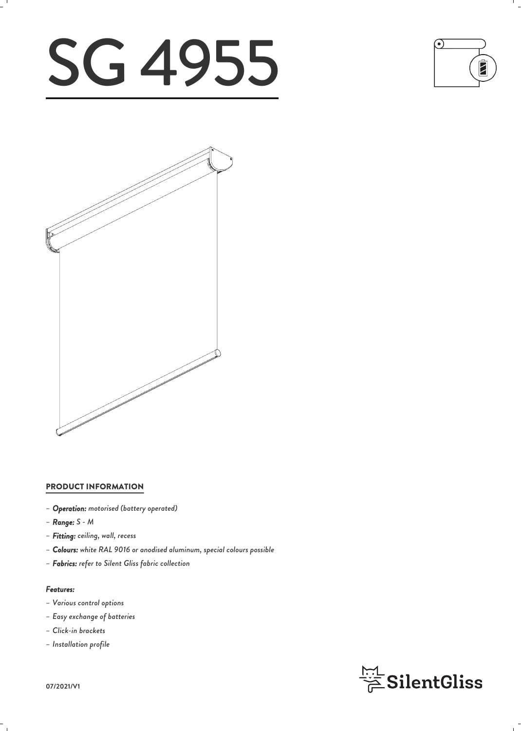# SG 4955

## PRODUCT INFORMATION

- ***Operation:*** *motorised (battery operated)*
- ***Range:*** *S - M*
- ***Fitting:*** *ceiling, wall, recess*
- ***Colours:*** *white RAL 9016 or anodised aluminum, special colours possible*
- ***Fabrics:*** *refer to Silent Gliss fabric collection*

***Features:***

- *Various control options*
- *Easy exchange of batteries*
- *Click-in brackets*
- *Installation profile*

SilentGliss

**07/2021/V1**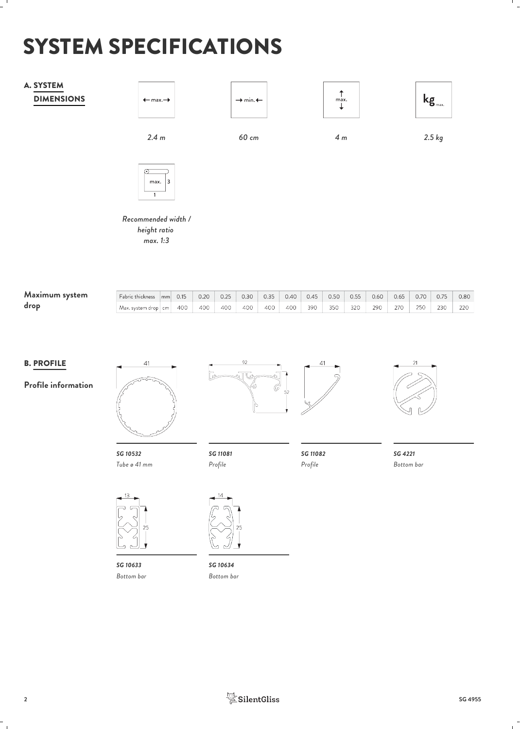# SYSTEM SPECIFICATIONS

## A. SYSTEM DIMENSIONS

← max. →

*2.4 m*

→ min. ←

*60 cm*

max. ↕

*4 m*

kg max.

*2.5 kg*

max. 3 / 1

*Recommended width / height ratio max. 1:3*

**Maximum system drop**

| Fabric thickness | mm | 0.15 | 0.20 | 0.25 | 0.30 | 0.35 | 0.40 | 0.45 | 0.50 | 0.55 | 0.60 | 0.65 | 0.70 | 0.75 | 0.80 |
|---|---|---|---|---|---|---|---|---|---|---|---|---|---|---|---|
| Max. system drop | cm | 400 | 400 | 400 | 400 | 400 | 400 | 390 | 350 | 320 | 290 | 270 | 250 | 230 | 220 |

## B. PROFILE

**Profile information**

41

***SG 10532***
*Tube ø 41 mm*

92
52

***SG 11081***
*Profile*

41

***SG 11082***
*Profile*

21

***SG 4221***
*Bottom bar*

13
25

***SG 10633***
*Bottom bar*

14
25

***SG 10634***
*Bottom bar*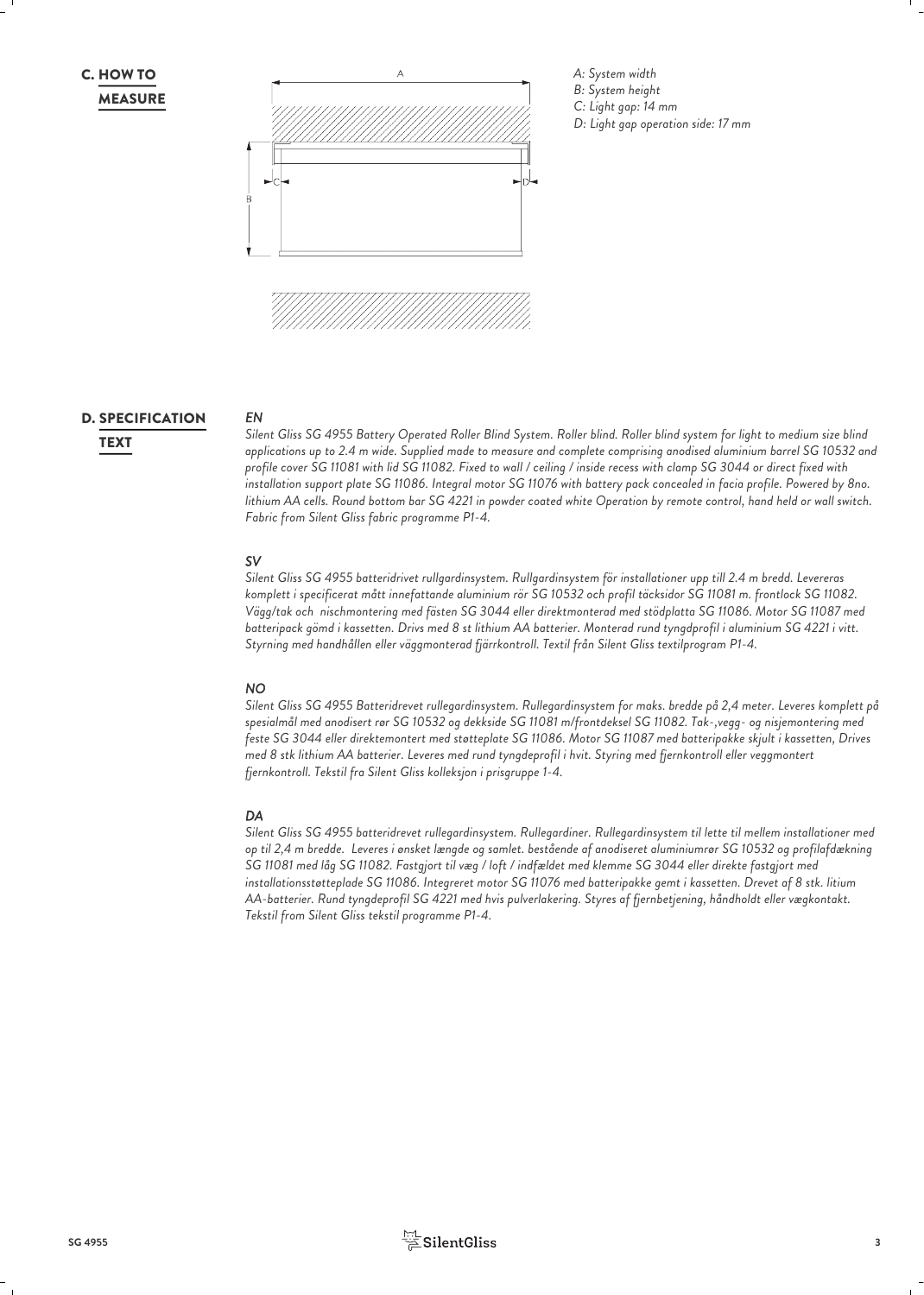## C. HOW TO MEASURE

A
B
C
D

*A: System width*
*B: System height*
*C: Light gap: 14 mm*
*D: Light gap operation side: 17 mm*

## D. SPECIFICATION TEXT

### *EN*

*Silent Gliss SG 4955 Battery Operated Roller Blind System. Roller blind. Roller blind system for light to medium size blind applications up to 2.4 m wide. Supplied made to measure and complete comprising anodised aluminium barrel SG 10532 and profile cover SG 11081 with lid SG 11082. Fixed to wall / ceiling / inside recess with clamp SG 3044 or direct fixed with installation support plate SG 11086. Integral motor SG 11076 with battery pack concealed in facia profile. Powered by 8no. lithium AA cells. Round bottom bar SG 4221 in powder coated white Operation by remote control, hand held or wall switch. Fabric from Silent Gliss fabric programme P1-4.*

### *SV*

*Silent Gliss SG 4955 batteridrivet rullgardinsystem. Rullgardinsystem för installationer upp till 2.4 m bredd. Levereras komplett i specificerat mått innefattande aluminium rör SG 10532 och profil täcksidor SG 11081 m. frontlock SG 11082. Vägg/tak och  nischmontering med fästen SG 3044 eller direktmonterad med stödplatta SG 11086. Motor SG 11087 med batteripack gömd i kassetten. Drivs med 8 st lithium AA batterier. Monterad rund tyngdprofil i aluminium SG 4221 i vitt. Styrning med handhållen eller väggmonterad fjärrkontroll. Textil från Silent Gliss textilprogram P1-4.*

### *NO*

*Silent Gliss SG 4955 Batteridrevet rullegardinsystem. Rullegardinsystem for maks. bredde på 2,4 meter. Leveres komplett på spesialmål med anodisert rør SG 10532 og dekkside SG 11081 m/frontdeksel SG 11082. Tak-,vegg- og nisjemontering med feste SG 3044 eller direktemontert med støtteplate SG 11086. Motor SG 11087 med batteripakke skjult i kassetten, Drives med 8 stk lithium AA batterier. Leveres med rund tyngdeprofil i hvit. Styring med fjernkontroll eller veggmontert fjernkontroll. Tekstil fra Silent Gliss kolleksjon i prisgruppe 1-4.*

### *DA*

*Silent Gliss SG 4955 batteridrevet rullegardinsystem. Rullegardiner. Rullegardinsystem til lette til mellem installationer med op til 2,4 m bredde.  Leveres i ønsket længde og samlet. bestående af anodiseret aluminiumrør SG 10532 og profilafdækning SG 11081 med låg SG 11082. Fastgjort til væg / loft / indfældet med klemme SG 3044 eller direkte fastgjort med installationsstøtteplade SG 11086. Integreret motor SG 11076 med batteripakke gemt i kassetten. Drevet af 8 stk. litium AA-batterier. Rund tyngdeprofil SG 4221 med hvis pulverlakering. Styres af fjernbetjening, håndholdt eller vægkontakt. Tekstil from Silent Gliss tekstil programme P1-4.*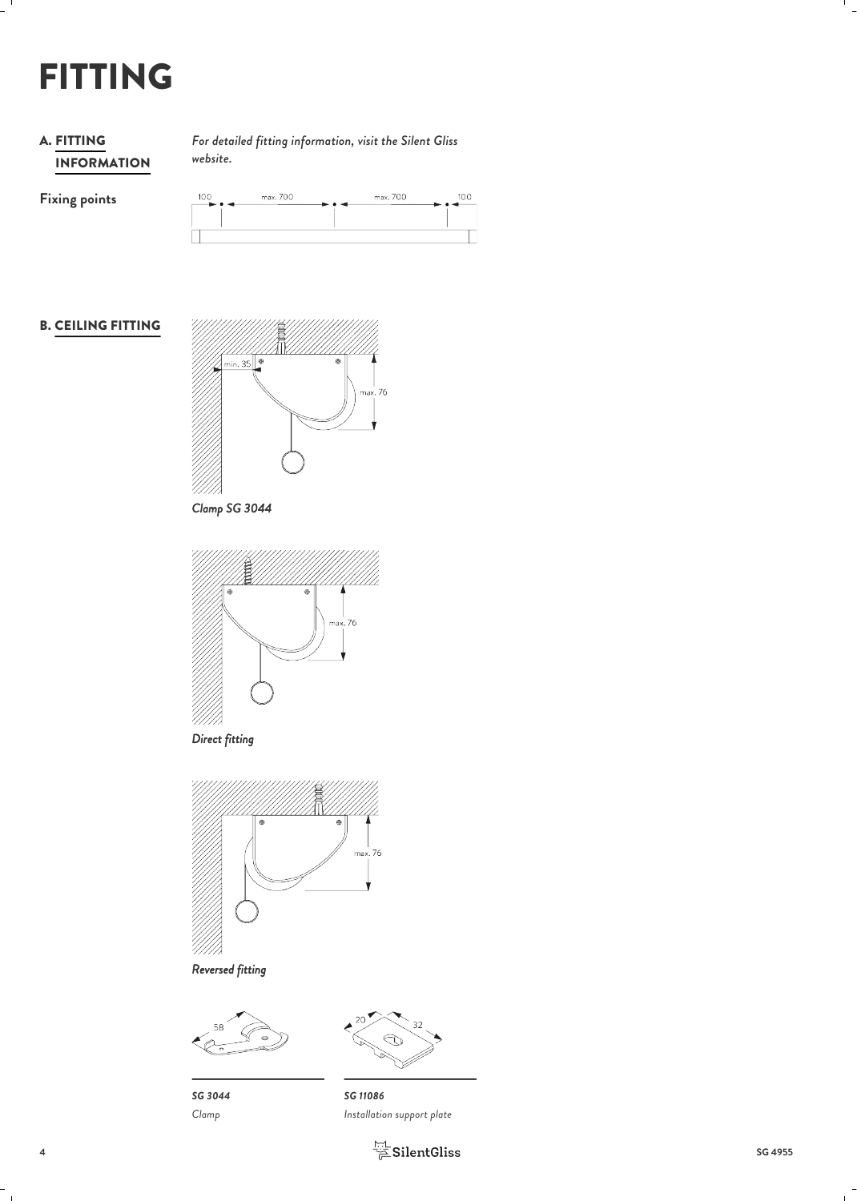# FITTING

## A. FITTING INFORMATION

*For detailed fitting information, visit the Silent Gliss website.*

**Fixing points**

100
max. 700
max. 700
100

## B. CEILING FITTING

min. 35
max. 76

*Clamp SG 3044*

max. 76

*Direct fitting*

max. 76

*Reversed fitting*

58

*SG 3044*
*Clamp*

20
32

*SG 11086*
*Installation support plate*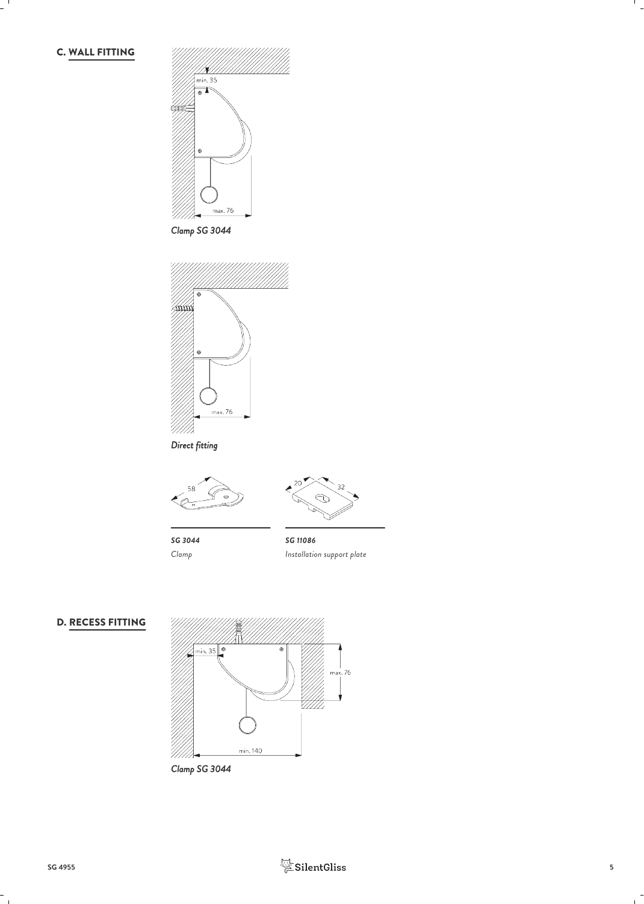## C. WALL FITTING

min. 35

max. 76

*Clamp SG 3044*

max. 76

*Direct fitting*

58

20

32

***SG 3044***
*Clamp*

***SG 11086***
*Installation support plate*

## D. RECESS FITTING

min. 35

max. 76

min. 140

*Clamp SG 3044*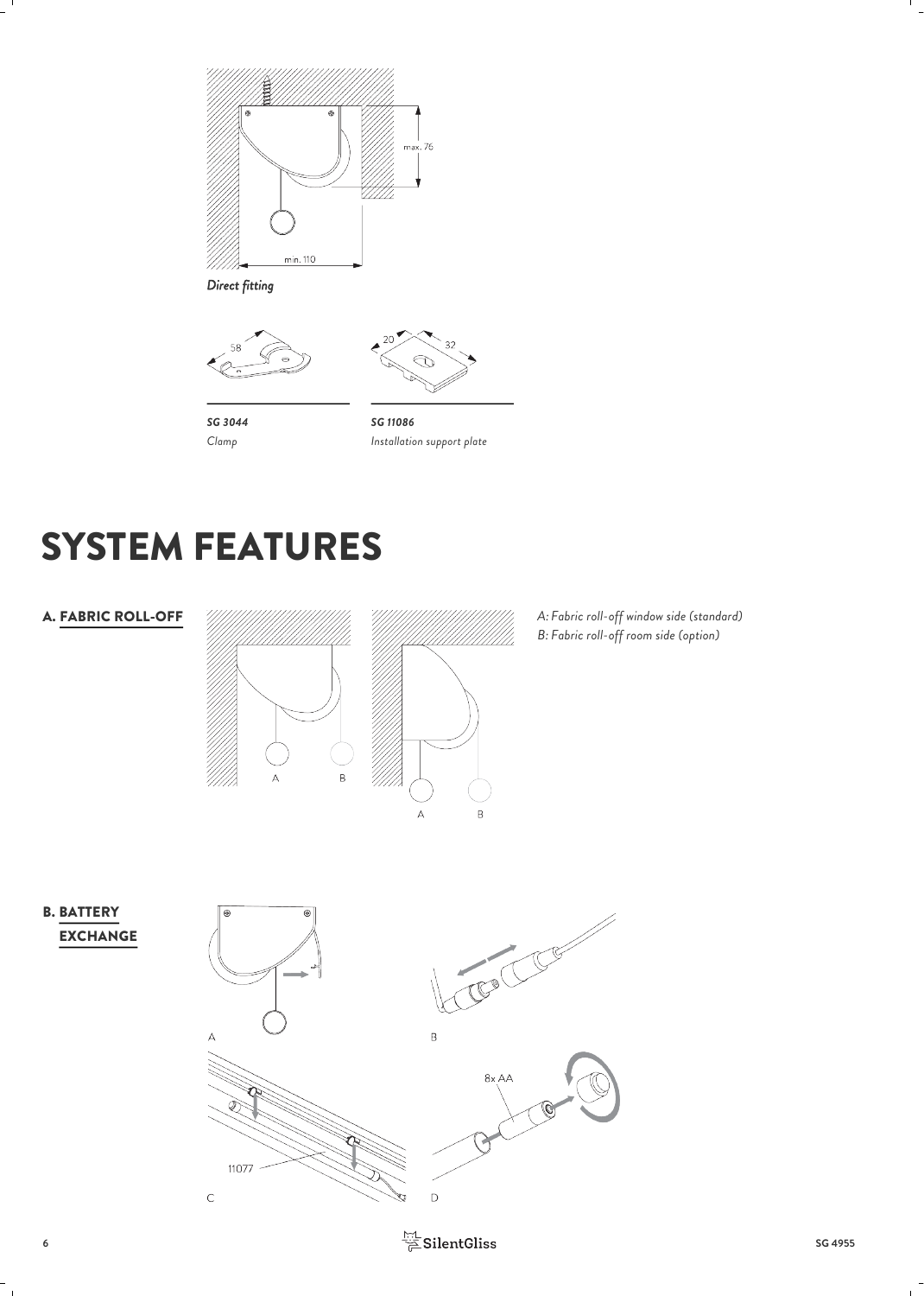max. 76

min. 110

*Direct fitting*

58

**SG 3044**
*Clamp*

20
32

**SG 11086**
*Installation support plate*

# SYSTEM FEATURES

### A. FABRIC ROLL-OFF

A B

A B

*A: Fabric roll-off window side (standard)*
*B: Fabric roll-off room side (option)*

### B. BATTERY EXCHANGE

A

B

11077

C

8x AA

D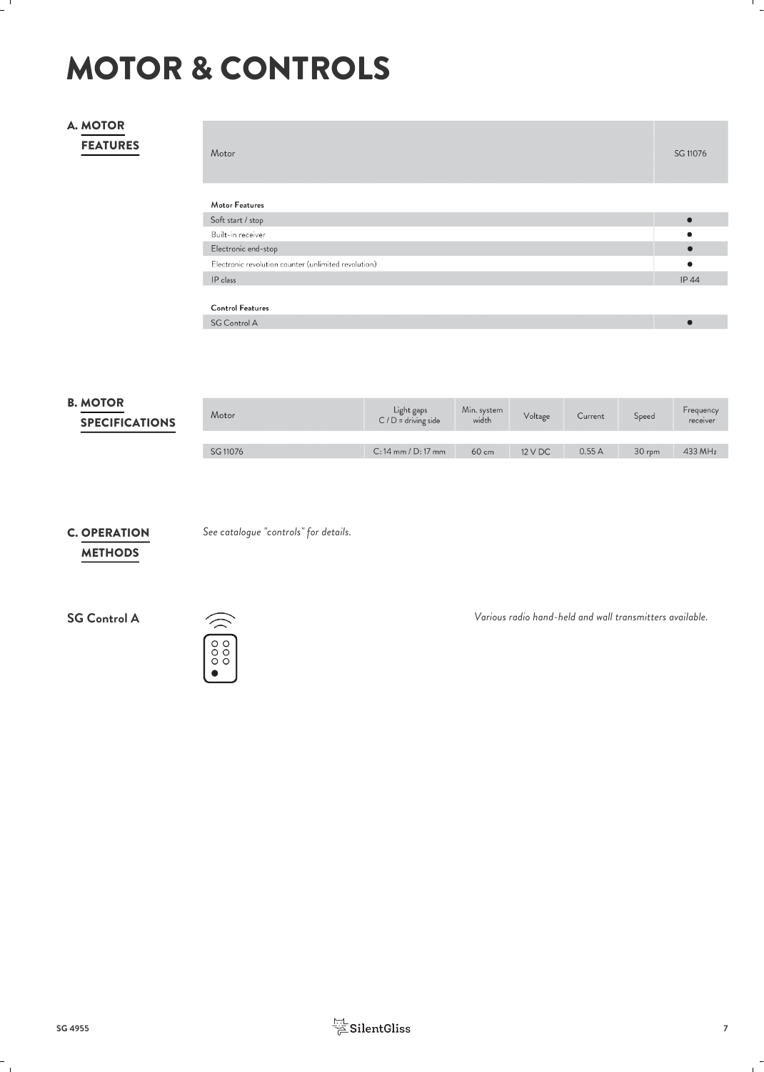# MOTOR & CONTROLS

## A. MOTOR FEATURES

| Motor | SG 11076 |
|---|---|
| **Motor Features** | |
| Soft start / stop | ● |
| Built-in receiver | ● |
| Electronic end-stop | ● |
| Electronic revolution counter (unlimited revolution) | ● |
| IP class | IP 44 |
| **Control Features** | |
| SG Control A | ● |

## B. MOTOR SPECIFICATIONS

| Motor | Light gaps C / D = driving side | Min. system width | Voltage | Current | Speed | Frequency receiver |
|---|---|---|---|---|---|---|
| SG 11076 | C: 14 mm / D: 17 mm | 60 cm | 12 V DC | 0.55 A | 30 rpm | 433 MHz |

## C. OPERATION METHODS

*See catalogue "controls" for details.*

**SG Control A**

*Various radio hand-held and wall transmitters available.*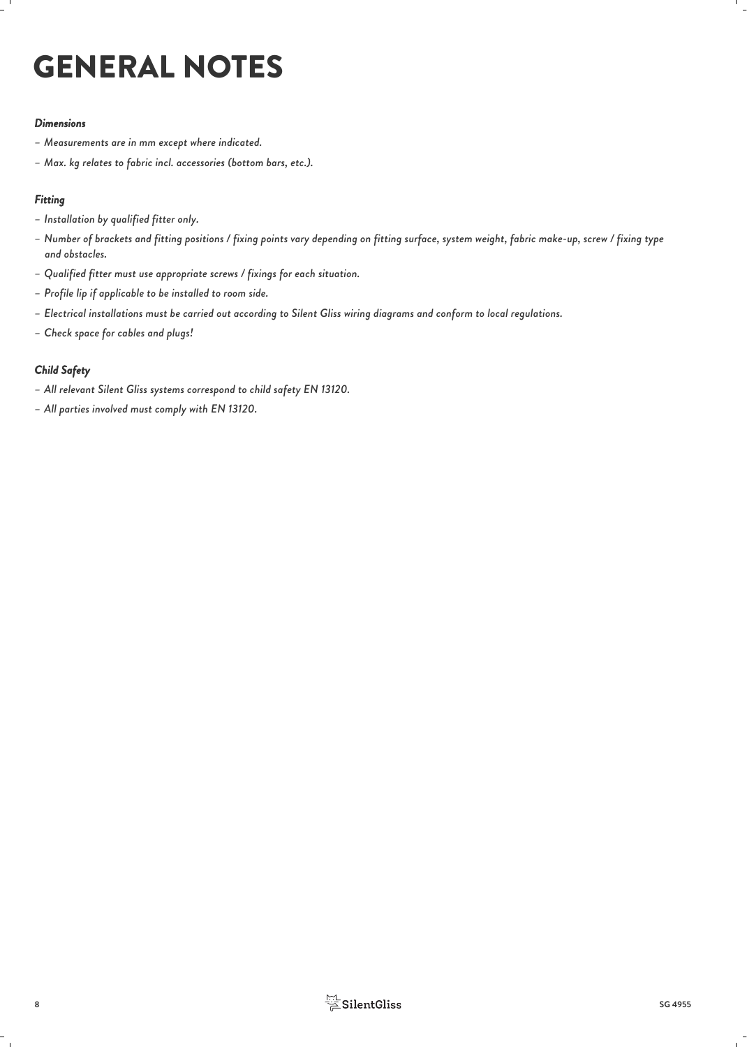# GENERAL NOTES

### *Dimensions*

- *Measurements are in mm except where indicated.*
- *Max. kg relates to fabric incl. accessories (bottom bars, etc.).*

### *Fitting*

- *Installation by qualified fitter only.*
- *Number of brackets and fitting positions / fixing points vary depending on fitting surface, system weight, fabric make-up, screw / fixing type and obstacles.*
- *Qualified fitter must use appropriate screws / fixings for each situation.*
- *Profile lip if applicable to be installed to room side.*
- *Electrical installations must be carried out according to Silent Gliss wiring diagrams and conform to local regulations.*
- *Check space for cables and plugs!*

### *Child Safety*

- *All relevant Silent Gliss systems correspond to child safety EN 13120.*
- *All parties involved must comply with EN 13120.*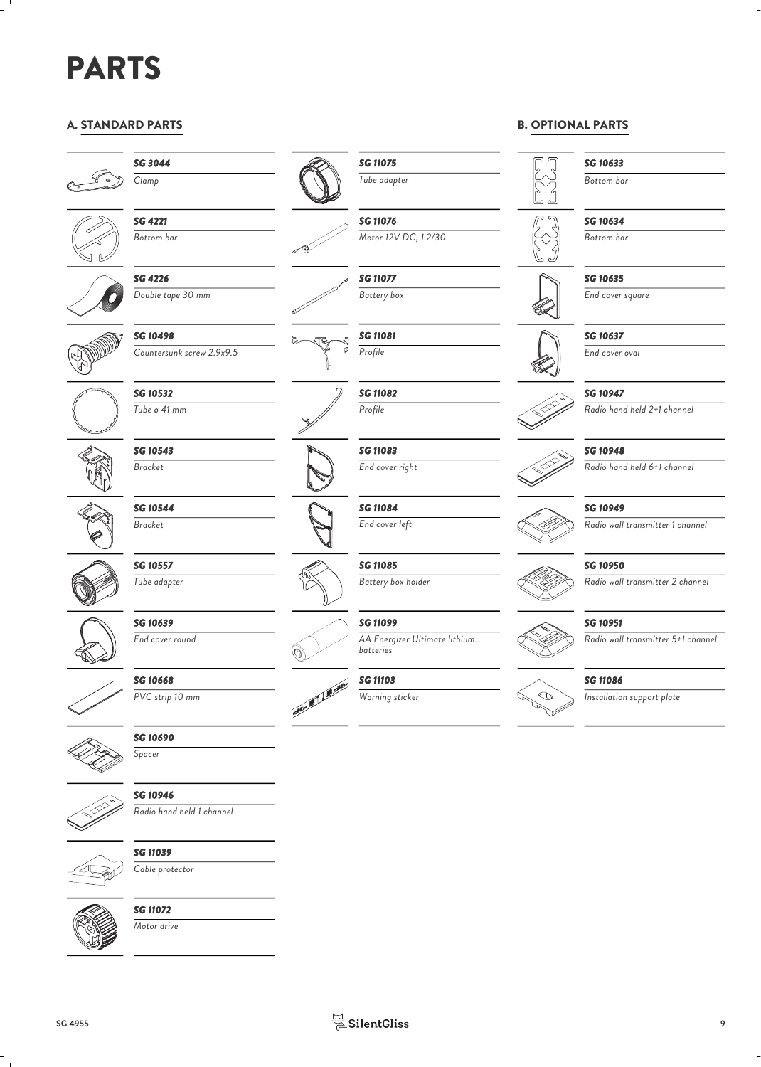# PARTS

## A. STANDARD PARTS

*SG 3044*
*Clamp*

*SG 4221*
*Bottom bar*

*SG 4226*
*Double tape 30 mm*

*SG 10498*
*Countersunk screw 2.9x9.5*

*SG 10532*
*Tube ø 41 mm*

*SG 10543*
*Bracket*

*SG 10544*
*Bracket*

*SG 10557*
*Tube adapter*

*SG 10639*
*End cover round*

*SG 10668*
*PVC strip 10 mm*

*SG 10690*
*Spacer*

*SG 10946*
*Radio hand held 1 channel*

*SG 11039*
*Cable protector*

*SG 11072*
*Motor drive*

*SG 11075*
*Tube adapter*

*SG 11076*
*Motor 12V DC, 1.2/30*

*SG 11077*
*Battery box*

*SG 11081*
*Profile*

*SG 11082*
*Profile*

*SG 11083*
*End cover right*

*SG 11084*
*End cover left*

*SG 11085*
*Battery box holder*

*SG 11099*
*AA Energizer Ultimate lithium batteries*

*SG 11103*
*Warning sticker*

## B. OPTIONAL PARTS

*SG 10633*
*Bottom bar*

*SG 10634*
*Bottom bar*

*SG 10635*
*End cover square*

*SG 10637*
*End cover oval*

*SG 10947*
*Radio hand held 2+1 channel*

*SG 10948*
*Radio hand held 6+1 channel*

*SG 10949*
*Radio wall transmitter 1 channel*

*SG 10950*
*Radio wall transmitter 2 channel*

*SG 10951*
*Radio wall transmitter 5+1 channel*

*SG 11086*
*Installation support plate*